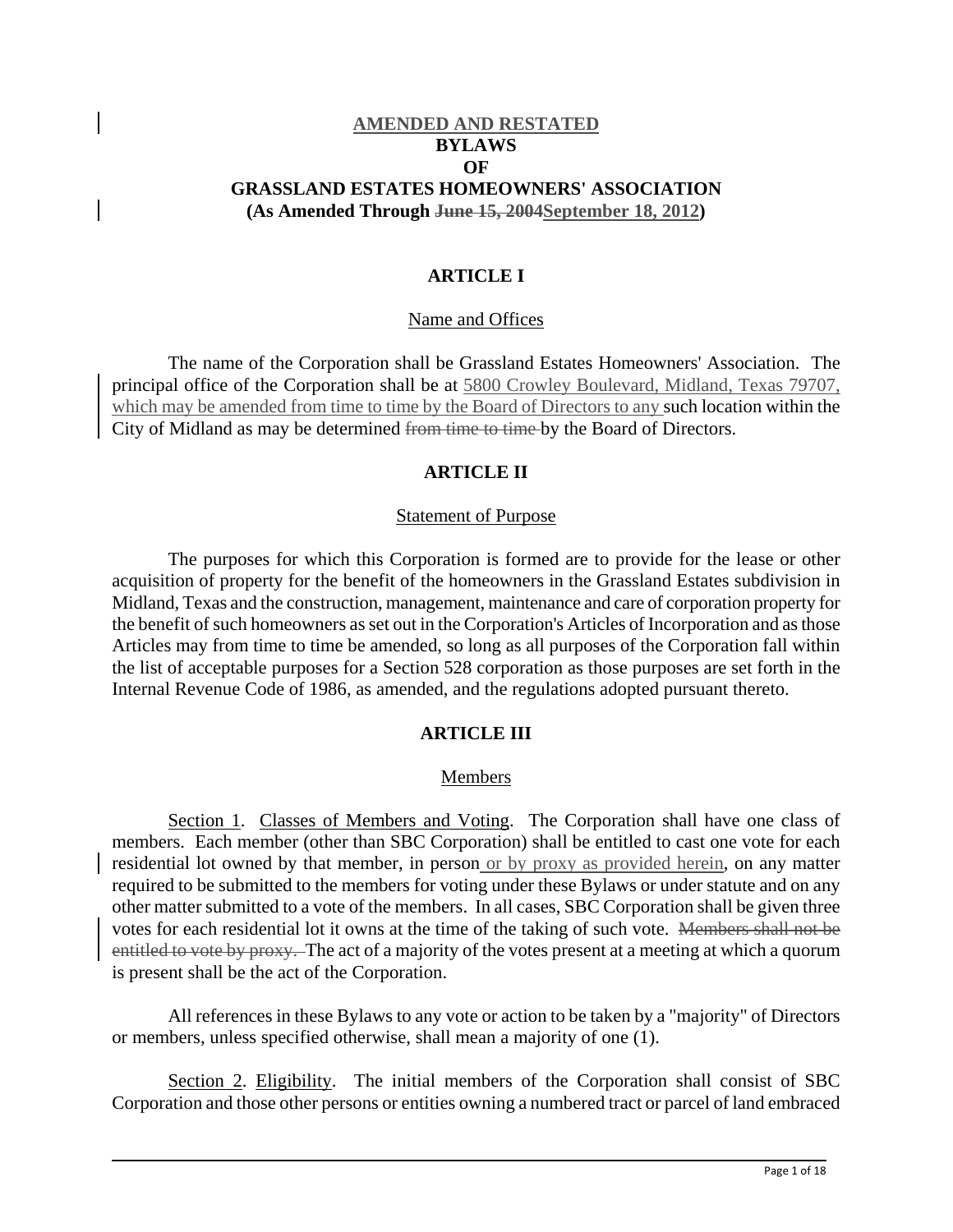# AMENDED AND RESTATED BYLAWS OF GRASSLAND ESTATES HOMEOWNERS' ASSOCIATION

**(As Amended Through ~~June 15, 2004~~September 18, 2012)**

## ARTICLE I

### Name and Offices

The name of the Corporation shall be Grassland Estates Homeowners' Association. The principal office of the Corporation shall be at 5800 Crowley Boulevard, Midland, Texas 79707, which may be amended from time to time by the Board of Directors to any such location within the City of Midland as may be determined ~~from time to time~~ by the Board of Directors.

## ARTICLE II

### Statement of Purpose

The purposes for which this Corporation is formed are to provide for the lease or other acquisition of property for the benefit of the homeowners in the Grassland Estates subdivision in Midland, Texas and the construction, management, maintenance and care of corporation property for the benefit of such homeowners as set out in the Corporation's Articles of Incorporation and as those Articles may from time to time be amended, so long as all purposes of the Corporation fall within the list of acceptable purposes for a Section 528 corporation as those purposes are set forth in the Internal Revenue Code of 1986, as amended, and the regulations adopted pursuant thereto.

## ARTICLE III

### Members

Section 1. Classes of Members and Voting. The Corporation shall have one class of members. Each member (other than SBC Corporation) shall be entitled to cast one vote for each residential lot owned by that member, in person or by proxy as provided herein, on any matter required to be submitted to the members for voting under these Bylaws or under statute and on any other matter submitted to a vote of the members. In all cases, SBC Corporation shall be given three votes for each residential lot it owns at the time of the taking of such vote. ~~Members shall not be entitled to vote by proxy.~~ The act of a majority of the votes present at a meeting at which a quorum is present shall be the act of the Corporation.

All references in these Bylaws to any vote or action to be taken by a "majority" of Directors or members, unless specified otherwise, shall mean a majority of one (1).

Section 2. Eligibility. The initial members of the Corporation shall consist of SBC Corporation and those other persons or entities owning a numbered tract or parcel of land embraced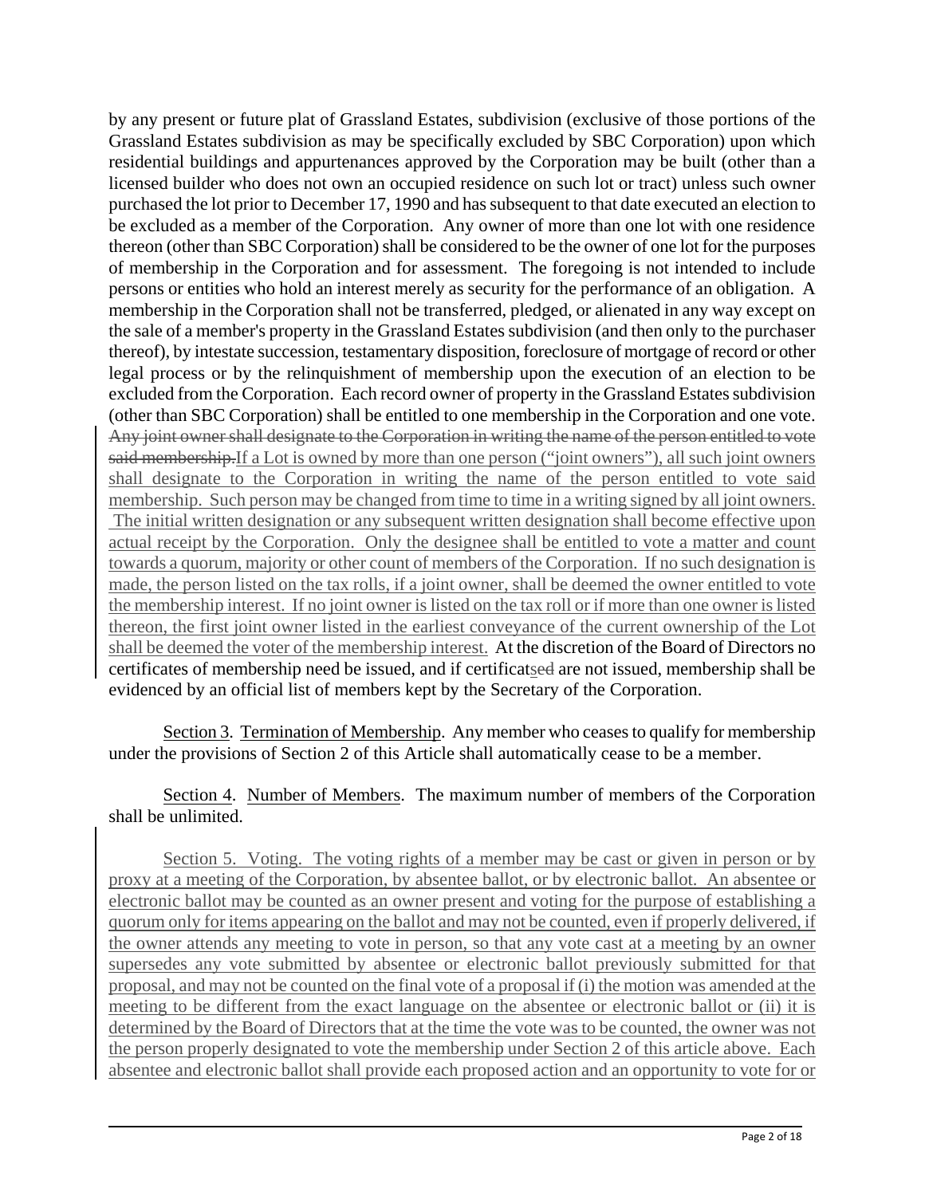by any present or future plat of Grassland Estates, subdivision (exclusive of those portions of the Grassland Estates subdivision as may be specifically excluded by SBC Corporation) upon which residential buildings and appurtenances approved by the Corporation may be built (other than a licensed builder who does not own an occupied residence on such lot or tract) unless such owner purchased the lot prior to December 17, 1990 and has subsequent to that date executed an election to be excluded as a member of the Corporation. Any owner of more than one lot with one residence thereon (other than SBC Corporation) shall be considered to be the owner of one lot for the purposes of membership in the Corporation and for assessment. The foregoing is not intended to include persons or entities who hold an interest merely as security for the performance of an obligation. A membership in the Corporation shall not be transferred, pledged, or alienated in any way except on the sale of a member's property in the Grassland Estates subdivision (and then only to the purchaser thereof), by intestate succession, testamentary disposition, foreclosure of mortgage of record or other legal process or by the relinquishment of membership upon the execution of an election to be excluded from the Corporation. Each record owner of property in the Grassland Estates subdivision (other than SBC Corporation) shall be entitled to one membership in the Corporation and one vote. ~~Any joint owner shall designate to the Corporation in writing the name of the person entitled to vote said membership.~~<u>If a Lot is owned by more than one person ("joint owners"), all such joint owners shall designate to the Corporation in writing the name of the person entitled to vote said membership. Such person may be changed from time to time in a writing signed by all joint owners. The initial written designation or any subsequent written designation shall become effective upon actual receipt by the Corporation. Only the designee shall be entitled to vote a matter and count towards a quorum, majority or other count of members of the Corporation. If no such designation is made, the person listed on the tax rolls, if a joint owner, shall be deemed the owner entitled to vote the membership interest. If no joint owner is listed on the tax roll or if more than one owner is listed thereon, the first joint owner listed in the earliest conveyance of the current ownership of the Lot shall be deemed the voter of the membership interest.</u> At the discretion of the Board of Directors no certificates of membership need be issued, and if certificat<u>s</u>~~ed~~ are not issued, membership shall be evidenced by an official list of members kept by the Secretary of the Corporation.

<u>Section 3</u>. <u>Termination of Membership</u>. Any member who ceases to qualify for membership under the provisions of Section 2 of this Article shall automatically cease to be a member.

<u>Section 4</u>. <u>Number of Members</u>. The maximum number of members of the Corporation shall be unlimited.

<u>Section 5. Voting. The voting rights of a member may be cast or given in person or by proxy at a meeting of the Corporation, by absentee ballot, or by electronic ballot. An absentee or electronic ballot may be counted as an owner present and voting for the purpose of establishing a quorum only for items appearing on the ballot and may not be counted, even if properly delivered, if the owner attends any meeting to vote in person, so that any vote cast at a meeting by an owner supersedes any vote submitted by absentee or electronic ballot previously submitted for that proposal, and may not be counted on the final vote of a proposal if (i) the motion was amended at the meeting to be different from the exact language on the absentee or electronic ballot or (ii) it is determined by the Board of Directors that at the time the vote was to be counted, the owner was not the person properly designated to vote the membership under Section 2 of this article above. Each absentee and electronic ballot shall provide each proposed action and an opportunity to vote for or</u>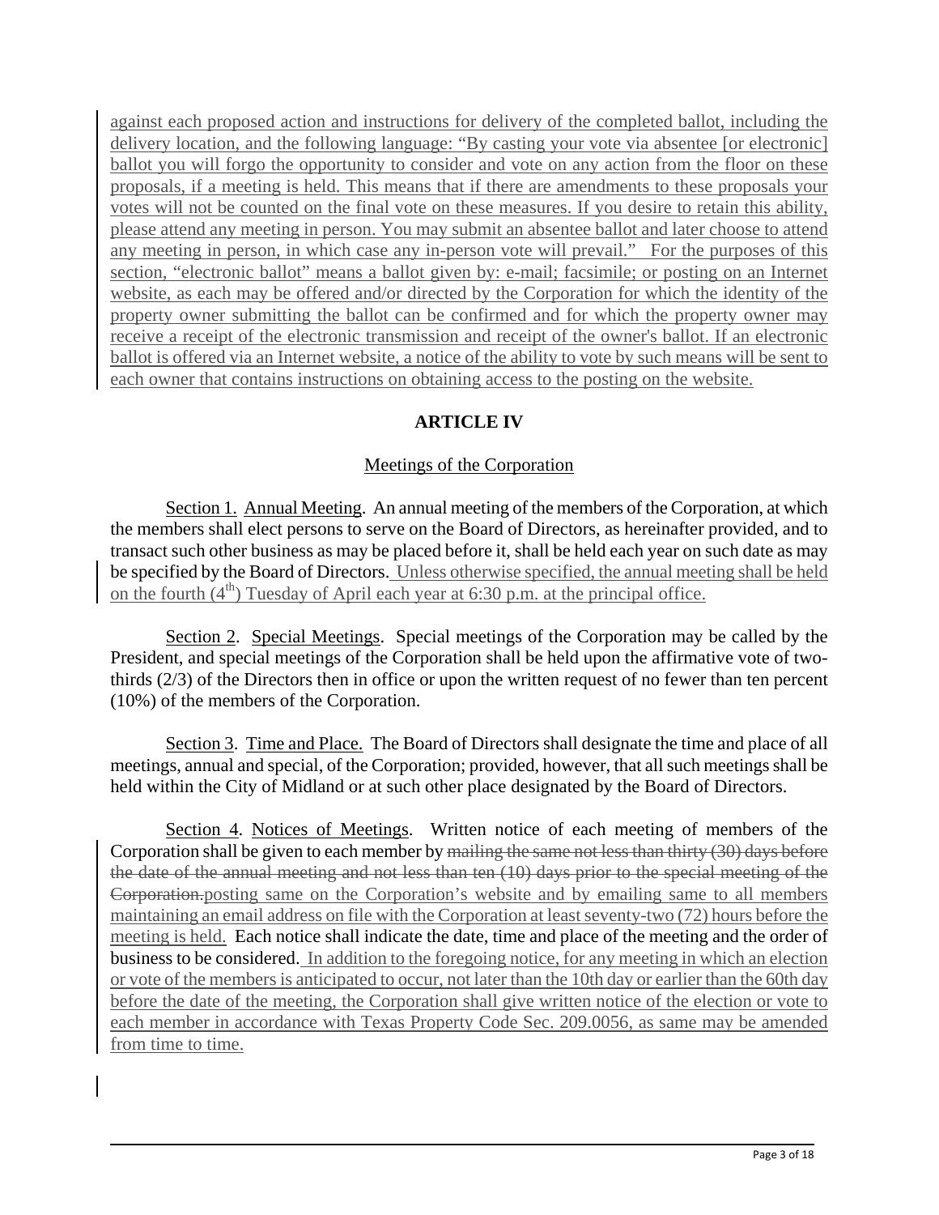against each proposed action and instructions for delivery of the completed ballot, including the delivery location, and the following language: "By casting your vote via absentee [or electronic] ballot you will forgo the opportunity to consider and vote on any action from the floor on these proposals, if a meeting is held. This means that if there are amendments to these proposals your votes will not be counted on the final vote on these measures. If you desire to retain this ability, please attend any meeting in person. You may submit an absentee ballot and later choose to attend any meeting in person, in which case any in-person vote will prevail." For the purposes of this section, "electronic ballot" means a ballot given by: e-mail; facsimile; or posting on an Internet website, as each may be offered and/or directed by the Corporation for which the identity of the property owner submitting the ballot can be confirmed and for which the property owner may receive a receipt of the electronic transmission and receipt of the owner's ballot. If an electronic ballot is offered via an Internet website, a notice of the ability to vote by such means will be sent to each owner that contains instructions on obtaining access to the posting on the website.

## ARTICLE IV

### Meetings of the Corporation

Section 1. Annual Meeting. An annual meeting of the members of the Corporation, at which the members shall elect persons to serve on the Board of Directors, as hereinafter provided, and to transact such other business as may be placed before it, shall be held each year on such date as may be specified by the Board of Directors. Unless otherwise specified, the annual meeting shall be held on the fourth (4th) Tuesday of April each year at 6:30 p.m. at the principal office.

Section 2. Special Meetings. Special meetings of the Corporation may be called by the President, and special meetings of the Corporation shall be held upon the affirmative vote of two-thirds (2/3) of the Directors then in office or upon the written request of no fewer than ten percent (10%) of the members of the Corporation.

Section 3. Time and Place. The Board of Directors shall designate the time and place of all meetings, annual and special, of the Corporation; provided, however, that all such meetings shall be held within the City of Midland or at such other place designated by the Board of Directors.

Section 4. Notices of Meetings. Written notice of each meeting of members of the Corporation shall be given to each member by ~~mailing the same not less than thirty (30) days before the date of the annual meeting and not less than ten (10) days prior to the special meeting of the Corporation.~~posting same on the Corporation's website and by emailing same to all members maintaining an email address on file with the Corporation at least seventy-two (72) hours before the meeting is held. Each notice shall indicate the date, time and place of the meeting and the order of business to be considered. In addition to the foregoing notice, for any meeting in which an election or vote of the members is anticipated to occur, not later than the 10th day or earlier than the 60th day before the date of the meeting, the Corporation shall give written notice of the election or vote to each member in accordance with Texas Property Code Sec. 209.0056, as same may be amended from time to time.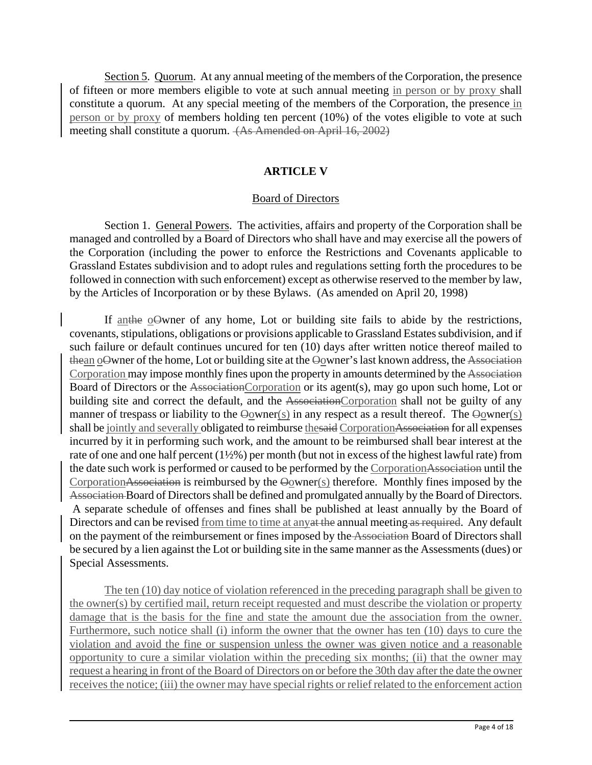Section 5. Quorum. At any annual meeting of the members of the Corporation, the presence of fifteen or more members eligible to vote at such annual meeting in person or by proxy shall constitute a quorum. At any special meeting of the members of the Corporation, the presence in person or by proxy of members holding ten percent (10%) of the votes eligible to vote at such meeting shall constitute a quorum. ~~(As Amended on April 16, 2002)~~

## ARTICLE V

### Board of Directors

Section 1. General Powers. The activities, affairs and property of the Corporation shall be managed and controlled by a Board of Directors who shall have and may exercise all the powers of the Corporation (including the power to enforce the Restrictions and Covenants applicable to Grassland Estates subdivision and to adopt rules and regulations setting forth the procedures to be followed in connection with such enforcement) except as otherwise reserved to the member by law, by the Articles of Incorporation or by these Bylaws. (As amended on April 20, 1998)

If an~~the~~ o~~O~~wner of any home, Lot or building site fails to abide by the restrictions, covenants, stipulations, obligations or provisions applicable to Grassland Estates subdivision, and if such failure or default continues uncured for ten (10) days after written notice thereof mailed to ~~the~~an o~~O~~wner of the home, Lot or building site at the ~~O~~owner's last known address, the ~~Association~~ Corporation may impose monthly fines upon the property in amounts determined by the ~~Association~~ Board of Directors or the ~~Association~~Corporation or its agent(s), may go upon such home, Lot or building site and correct the default, and the ~~Association~~Corporation shall not be guilty of any manner of trespass or liability to the ~~O~~owner(s) in any respect as a result thereof. The ~~O~~owner(s) shall be jointly and severally obligated to reimburse the~~said~~ Corporation~~Association~~ for all expenses incurred by it in performing such work, and the amount to be reimbursed shall bear interest at the rate of one and one half percent (1½%) per month (but not in excess of the highest lawful rate) from the date such work is performed or caused to be performed by the Corporation~~Association~~ until the Corporation~~Association~~ is reimbursed by the ~~O~~owner(s) therefore. Monthly fines imposed by the ~~Association~~ Board of Directors shall be defined and promulgated annually by the Board of Directors. A separate schedule of offenses and fines shall be published at least annually by the Board of Directors and can be revised from time to time at any~~at the~~ annual meeting~~ as required~~. Any default on the payment of the reimbursement or fines imposed by the ~~Association~~ Board of Directors shall be secured by a lien against the Lot or building site in the same manner as the Assessments (dues) or Special Assessments.

The ten (10) day notice of violation referenced in the preceding paragraph shall be given to the owner(s) by certified mail, return receipt requested and must describe the violation or property damage that is the basis for the fine and state the amount due the association from the owner. Furthermore, such notice shall (i) inform the owner that the owner has ten (10) days to cure the violation and avoid the fine or suspension unless the owner was given notice and a reasonable opportunity to cure a similar violation within the preceding six months; (ii) that the owner may request a hearing in front of the Board of Directors on or before the 30th day after the date the owner receives the notice; (iii) the owner may have special rights or relief related to the enforcement action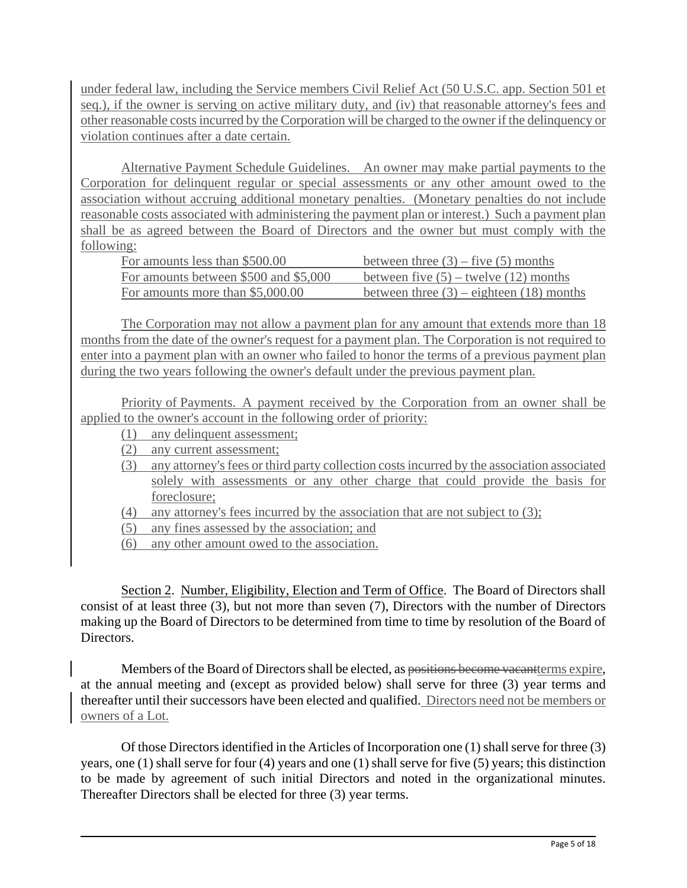under federal law, including the Service members Civil Relief Act (50 U.S.C. app. Section 501 et seq.), if the owner is serving on active military duty, and (iv) that reasonable attorney's fees and other reasonable costs incurred by the Corporation will be charged to the owner if the delinquency or violation continues after a date certain.

Alternative Payment Schedule Guidelines. An owner may make partial payments to the Corporation for delinquent regular or special assessments or any other amount owed to the association without accruing additional monetary penalties. (Monetary penalties do not include reasonable costs associated with administering the payment plan or interest.) Such a payment plan shall be as agreed between the Board of Directors and the owner but must comply with the following:

| | |
|---|---|
| For amounts less than $500.00 | between three (3) – five (5) months |
| For amounts between $500 and $5,000 | between five (5) – twelve (12) months |
| For amounts more than $5,000.00 | between three (3) – eighteen (18) months |

The Corporation may not allow a payment plan for any amount that extends more than 18 months from the date of the owner's request for a payment plan. The Corporation is not required to enter into a payment plan with an owner who failed to honor the terms of a previous payment plan during the two years following the owner's default under the previous payment plan.

Priority of Payments. A payment received by the Corporation from an owner shall be applied to the owner's account in the following order of priority:

(1) any delinquent assessment;
(2) any current assessment;
(3) any attorney's fees or third party collection costs incurred by the association associated solely with assessments or any other charge that could provide the basis for foreclosure;
(4) any attorney's fees incurred by the association that are not subject to (3);
(5) any fines assessed by the association; and
(6) any other amount owed to the association.

Section 2. Number, Eligibility, Election and Term of Office. The Board of Directors shall consist of at least three (3), but not more than seven (7), Directors with the number of Directors making up the Board of Directors to be determined from time to time by resolution of the Board of Directors.

Members of the Board of Directors shall be elected, as ~~positions become vacant~~terms expire, at the annual meeting and (except as provided below) shall serve for three (3) year terms and thereafter until their successors have been elected and qualified. Directors need not be members or owners of a Lot.

Of those Directors identified in the Articles of Incorporation one (1) shall serve for three (3) years, one (1) shall serve for four (4) years and one (1) shall serve for five (5) years; this distinction to be made by agreement of such initial Directors and noted in the organizational minutes. Thereafter Directors shall be elected for three (3) year terms.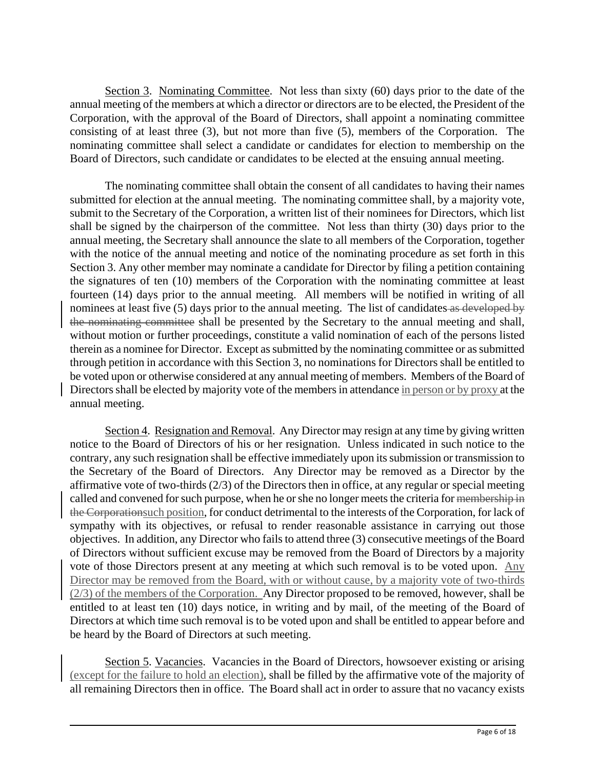Section 3. Nominating Committee. Not less than sixty (60) days prior to the date of the annual meeting of the members at which a director or directors are to be elected, the President of the Corporation, with the approval of the Board of Directors, shall appoint a nominating committee consisting of at least three (3), but not more than five (5), members of the Corporation. The nominating committee shall select a candidate or candidates for election to membership on the Board of Directors, such candidate or candidates to be elected at the ensuing annual meeting.

The nominating committee shall obtain the consent of all candidates to having their names submitted for election at the annual meeting. The nominating committee shall, by a majority vote, submit to the Secretary of the Corporation, a written list of their nominees for Directors, which list shall be signed by the chairperson of the committee. Not less than thirty (30) days prior to the annual meeting, the Secretary shall announce the slate to all members of the Corporation, together with the notice of the annual meeting and notice of the nominating procedure as set forth in this Section 3. Any other member may nominate a candidate for Director by filing a petition containing the signatures of ten (10) members of the Corporation with the nominating committee at least fourteen (14) days prior to the annual meeting. All members will be notified in writing of all nominees at least five (5) days prior to the annual meeting. The list of candidates ~~as developed by the nominating committee~~ shall be presented by the Secretary to the annual meeting and shall, without motion or further proceedings, constitute a valid nomination of each of the persons listed therein as a nominee for Director. Except as submitted by the nominating committee or as submitted through petition in accordance with this Section 3, no nominations for Directors shall be entitled to be voted upon or otherwise considered at any annual meeting of members. Members of the Board of Directors shall be elected by majority vote of the members in attendance in person or by proxy at the annual meeting.

Section 4. Resignation and Removal. Any Director may resign at any time by giving written notice to the Board of Directors of his or her resignation. Unless indicated in such notice to the contrary, any such resignation shall be effective immediately upon its submission or transmission to the Secretary of the Board of Directors. Any Director may be removed as a Director by the affirmative vote of two-thirds (2/3) of the Directors then in office, at any regular or special meeting called and convened for such purpose, when he or she no longer meets the criteria for ~~membership in the Corporation~~such position, for conduct detrimental to the interests of the Corporation, for lack of sympathy with its objectives, or refusal to render reasonable assistance in carrying out those objectives. In addition, any Director who fails to attend three (3) consecutive meetings of the Board of Directors without sufficient excuse may be removed from the Board of Directors by a majority vote of those Directors present at any meeting at which such removal is to be voted upon. Any Director may be removed from the Board, with or without cause, by a majority vote of two-thirds (2/3) of the members of the Corporation. Any Director proposed to be removed, however, shall be entitled to at least ten (10) days notice, in writing and by mail, of the meeting of the Board of Directors at which time such removal is to be voted upon and shall be entitled to appear before and be heard by the Board of Directors at such meeting.

Section 5. Vacancies. Vacancies in the Board of Directors, howsoever existing or arising (except for the failure to hold an election), shall be filled by the affirmative vote of the majority of all remaining Directors then in office. The Board shall act in order to assure that no vacancy exists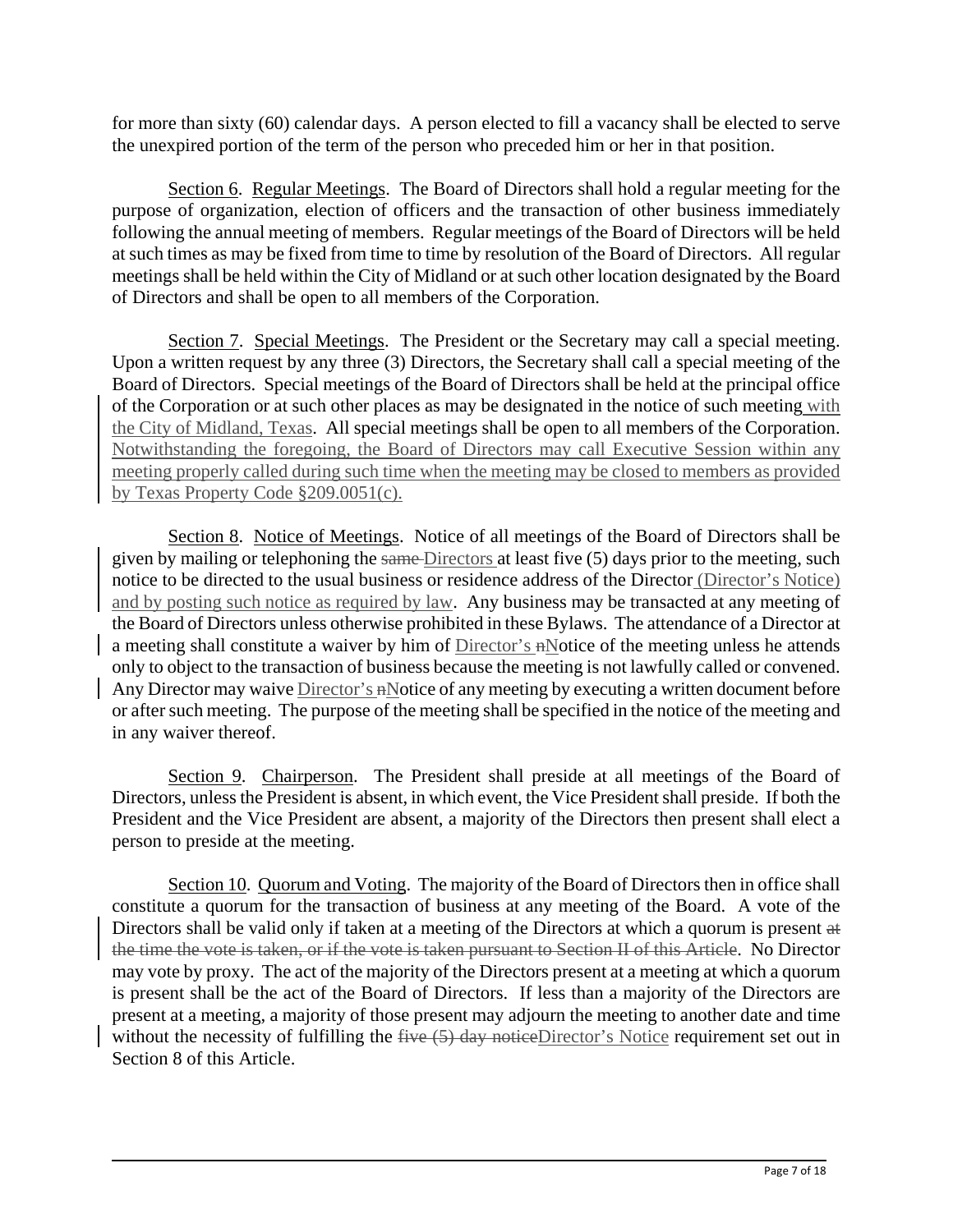for more than sixty (60) calendar days. A person elected to fill a vacancy shall be elected to serve the unexpired portion of the term of the person who preceded him or her in that position.

Section 6. Regular Meetings. The Board of Directors shall hold a regular meeting for the purpose of organization, election of officers and the transaction of other business immediately following the annual meeting of members. Regular meetings of the Board of Directors will be held at such times as may be fixed from time to time by resolution of the Board of Directors. All regular meetings shall be held within the City of Midland or at such other location designated by the Board of Directors and shall be open to all members of the Corporation.

Section 7. Special Meetings. The President or the Secretary may call a special meeting. Upon a written request by any three (3) Directors, the Secretary shall call a special meeting of the Board of Directors. Special meetings of the Board of Directors shall be held at the principal office of the Corporation or at such other places as may be designated in the notice of such meeting with the City of Midland, Texas. All special meetings shall be open to all members of the Corporation. Notwithstanding the foregoing, the Board of Directors may call Executive Session within any meeting properly called during such time when the meeting may be closed to members as provided by Texas Property Code §209.0051(c).

Section 8. Notice of Meetings. Notice of all meetings of the Board of Directors shall be given by mailing or telephoning the ~~same~~ Directors at least five (5) days prior to the meeting, such notice to be directed to the usual business or residence address of the Director (Director's Notice) and by posting such notice as required by law. Any business may be transacted at any meeting of the Board of Directors unless otherwise prohibited in these Bylaws. The attendance of a Director at a meeting shall constitute a waiver by him of Director's ~~n~~Notice of the meeting unless he attends only to object to the transaction of business because the meeting is not lawfully called or convened. Any Director may waive Director's ~~n~~Notice of any meeting by executing a written document before or after such meeting. The purpose of the meeting shall be specified in the notice of the meeting and in any waiver thereof.

Section 9. Chairperson. The President shall preside at all meetings of the Board of Directors, unless the President is absent, in which event, the Vice President shall preside. If both the President and the Vice President are absent, a majority of the Directors then present shall elect a person to preside at the meeting.

Section 10. Quorum and Voting. The majority of the Board of Directors then in office shall constitute a quorum for the transaction of business at any meeting of the Board. A vote of the Directors shall be valid only if taken at a meeting of the Directors at which a quorum is present ~~at the time the vote is taken, or if the vote is taken pursuant to Section II of this Article~~. No Director may vote by proxy. The act of the majority of the Directors present at a meeting at which a quorum is present shall be the act of the Board of Directors. If less than a majority of the Directors are present at a meeting, a majority of those present may adjourn the meeting to another date and time without the necessity of fulfilling the ~~five (5) day notice~~Director's Notice requirement set out in Section 8 of this Article.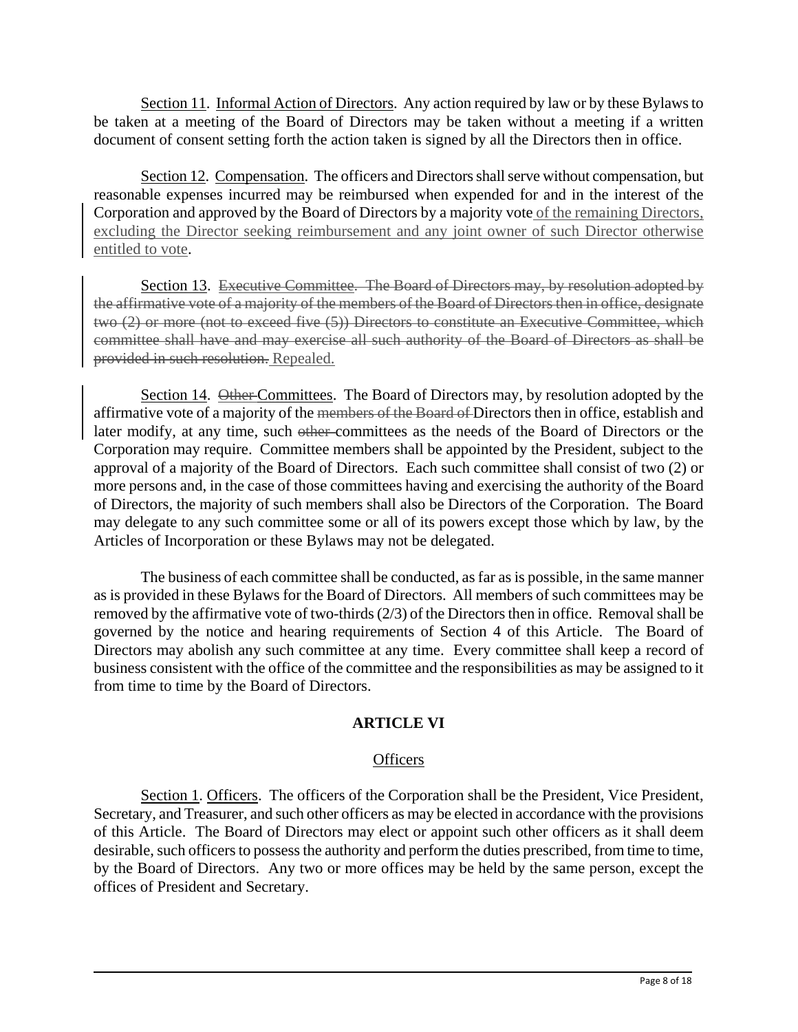Section 11. Informal Action of Directors. Any action required by law or by these Bylaws to be taken at a meeting of the Board of Directors may be taken without a meeting if a written document of consent setting forth the action taken is signed by all the Directors then in office.

Section 12. Compensation. The officers and Directors shall serve without compensation, but reasonable expenses incurred may be reimbursed when expended for and in the interest of the Corporation and approved by the Board of Directors by a majority vote of the remaining Directors, excluding the Director seeking reimbursement and any joint owner of such Director otherwise entitled to vote.

Section 13. ~~Executive Committee. The Board of Directors may, by resolution adopted by the affirmative vote of a majority of the members of the Board of Directors then in office, designate two (2) or more (not to exceed five (5)) Directors to constitute an Executive Committee, which committee shall have and may exercise all such authority of the Board of Directors as shall be provided in such resolution.~~ Repealed.

Section 14. ~~Other~~ Committees. The Board of Directors may, by resolution adopted by the affirmative vote of a majority of the ~~members of the Board of~~ Directors then in office, establish and later modify, at any time, such ~~other~~ committees as the needs of the Board of Directors or the Corporation may require. Committee members shall be appointed by the President, subject to the approval of a majority of the Board of Directors. Each such committee shall consist of two (2) or more persons and, in the case of those committees having and exercising the authority of the Board of Directors, the majority of such members shall also be Directors of the Corporation. The Board may delegate to any such committee some or all of its powers except those which by law, by the Articles of Incorporation or these Bylaws may not be delegated.

The business of each committee shall be conducted, as far as is possible, in the same manner as is provided in these Bylaws for the Board of Directors. All members of such committees may be removed by the affirmative vote of two-thirds (2/3) of the Directors then in office. Removal shall be governed by the notice and hearing requirements of Section 4 of this Article. The Board of Directors may abolish any such committee at any time. Every committee shall keep a record of business consistent with the office of the committee and the responsibilities as may be assigned to it from time to time by the Board of Directors.

## ARTICLE VI

### Officers

Section 1. Officers. The officers of the Corporation shall be the President, Vice President, Secretary, and Treasurer, and such other officers as may be elected in accordance with the provisions of this Article. The Board of Directors may elect or appoint such other officers as it shall deem desirable, such officers to possess the authority and perform the duties prescribed, from time to time, by the Board of Directors. Any two or more offices may be held by the same person, except the offices of President and Secretary.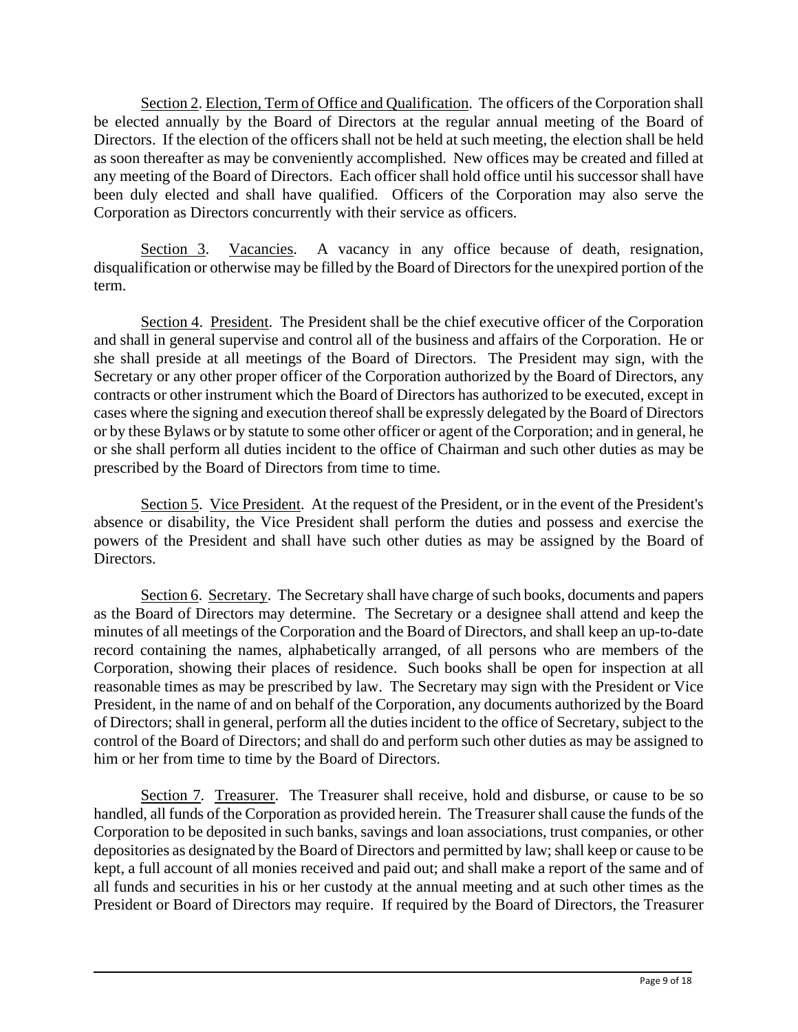Section 2. Election, Term of Office and Qualification. The officers of the Corporation shall be elected annually by the Board of Directors at the regular annual meeting of the Board of Directors. If the election of the officers shall not be held at such meeting, the election shall be held as soon thereafter as may be conveniently accomplished. New offices may be created and filled at any meeting of the Board of Directors. Each officer shall hold office until his successor shall have been duly elected and shall have qualified. Officers of the Corporation may also serve the Corporation as Directors concurrently with their service as officers.

Section 3. Vacancies. A vacancy in any office because of death, resignation, disqualification or otherwise may be filled by the Board of Directors for the unexpired portion of the term.

Section 4. President. The President shall be the chief executive officer of the Corporation and shall in general supervise and control all of the business and affairs of the Corporation. He or she shall preside at all meetings of the Board of Directors. The President may sign, with the Secretary or any other proper officer of the Corporation authorized by the Board of Directors, any contracts or other instrument which the Board of Directors has authorized to be executed, except in cases where the signing and execution thereof shall be expressly delegated by the Board of Directors or by these Bylaws or by statute to some other officer or agent of the Corporation; and in general, he or she shall perform all duties incident to the office of Chairman and such other duties as may be prescribed by the Board of Directors from time to time.

Section 5. Vice President. At the request of the President, or in the event of the President's absence or disability, the Vice President shall perform the duties and possess and exercise the powers of the President and shall have such other duties as may be assigned by the Board of Directors.

Section 6. Secretary. The Secretary shall have charge of such books, documents and papers as the Board of Directors may determine. The Secretary or a designee shall attend and keep the minutes of all meetings of the Corporation and the Board of Directors, and shall keep an up-to-date record containing the names, alphabetically arranged, of all persons who are members of the Corporation, showing their places of residence. Such books shall be open for inspection at all reasonable times as may be prescribed by law. The Secretary may sign with the President or Vice President, in the name of and on behalf of the Corporation, any documents authorized by the Board of Directors; shall in general, perform all the duties incident to the office of Secretary, subject to the control of the Board of Directors; and shall do and perform such other duties as may be assigned to him or her from time to time by the Board of Directors.

Section 7. Treasurer. The Treasurer shall receive, hold and disburse, or cause to be so handled, all funds of the Corporation as provided herein. The Treasurer shall cause the funds of the Corporation to be deposited in such banks, savings and loan associations, trust companies, or other depositories as designated by the Board of Directors and permitted by law; shall keep or cause to be kept, a full account of all monies received and paid out; and shall make a report of the same and of all funds and securities in his or her custody at the annual meeting and at such other times as the President or Board of Directors may require. If required by the Board of Directors, the Treasurer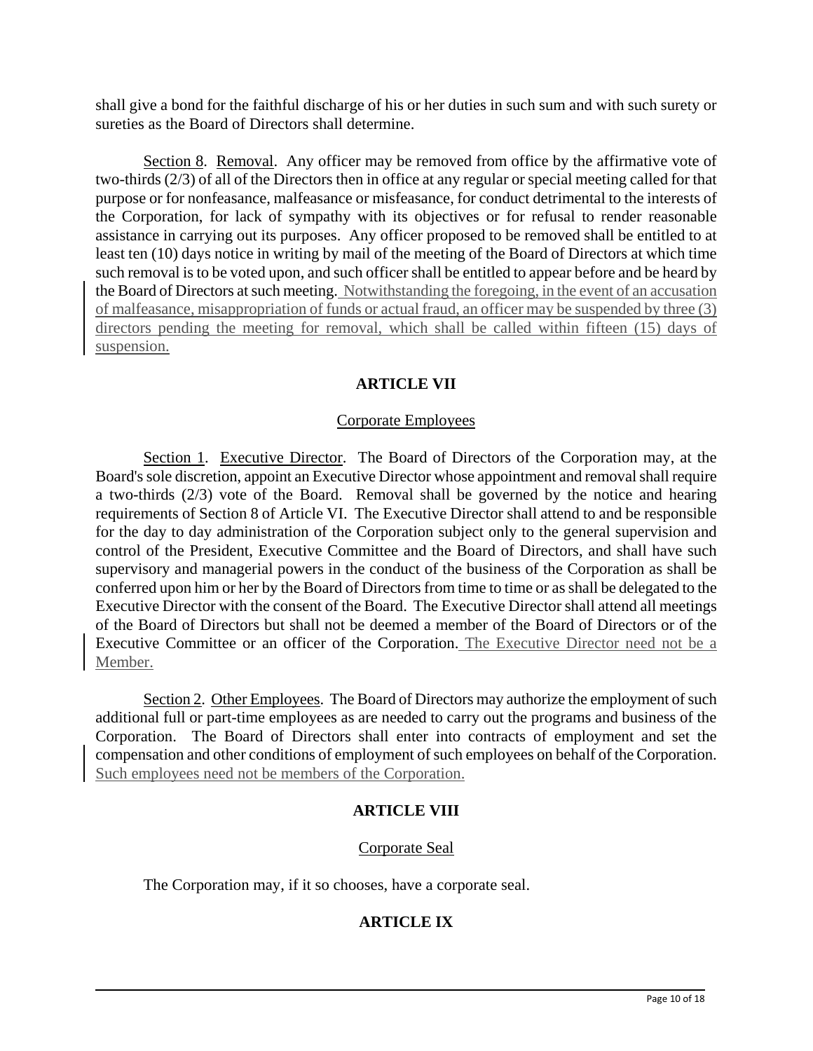shall give a bond for the faithful discharge of his or her duties in such sum and with such surety or sureties as the Board of Directors shall determine.

Section 8. Removal. Any officer may be removed from office by the affirmative vote of two-thirds (2/3) of all of the Directors then in office at any regular or special meeting called for that purpose or for nonfeasance, malfeasance or misfeasance, for conduct detrimental to the interests of the Corporation, for lack of sympathy with its objectives or for refusal to render reasonable assistance in carrying out its purposes. Any officer proposed to be removed shall be entitled to at least ten (10) days notice in writing by mail of the meeting of the Board of Directors at which time such removal is to be voted upon, and such officer shall be entitled to appear before and be heard by the Board of Directors at such meeting. Notwithstanding the foregoing, in the event of an accusation of malfeasance, misappropriation of funds or actual fraud, an officer may be suspended by three (3) directors pending the meeting for removal, which shall be called within fifteen (15) days of suspension.

## ARTICLE VII

### Corporate Employees

Section 1. Executive Director. The Board of Directors of the Corporation may, at the Board's sole discretion, appoint an Executive Director whose appointment and removal shall require a two-thirds (2/3) vote of the Board. Removal shall be governed by the notice and hearing requirements of Section 8 of Article VI. The Executive Director shall attend to and be responsible for the day to day administration of the Corporation subject only to the general supervision and control of the President, Executive Committee and the Board of Directors, and shall have such supervisory and managerial powers in the conduct of the business of the Corporation as shall be conferred upon him or her by the Board of Directors from time to time or as shall be delegated to the Executive Director with the consent of the Board. The Executive Director shall attend all meetings of the Board of Directors but shall not be deemed a member of the Board of Directors or of the Executive Committee or an officer of the Corporation. The Executive Director need not be a Member.

Section 2. Other Employees. The Board of Directors may authorize the employment of such additional full or part-time employees as are needed to carry out the programs and business of the Corporation. The Board of Directors shall enter into contracts of employment and set the compensation and other conditions of employment of such employees on behalf of the Corporation. Such employees need not be members of the Corporation.

## ARTICLE VIII

### Corporate Seal

The Corporation may, if it so chooses, have a corporate seal.

## ARTICLE IX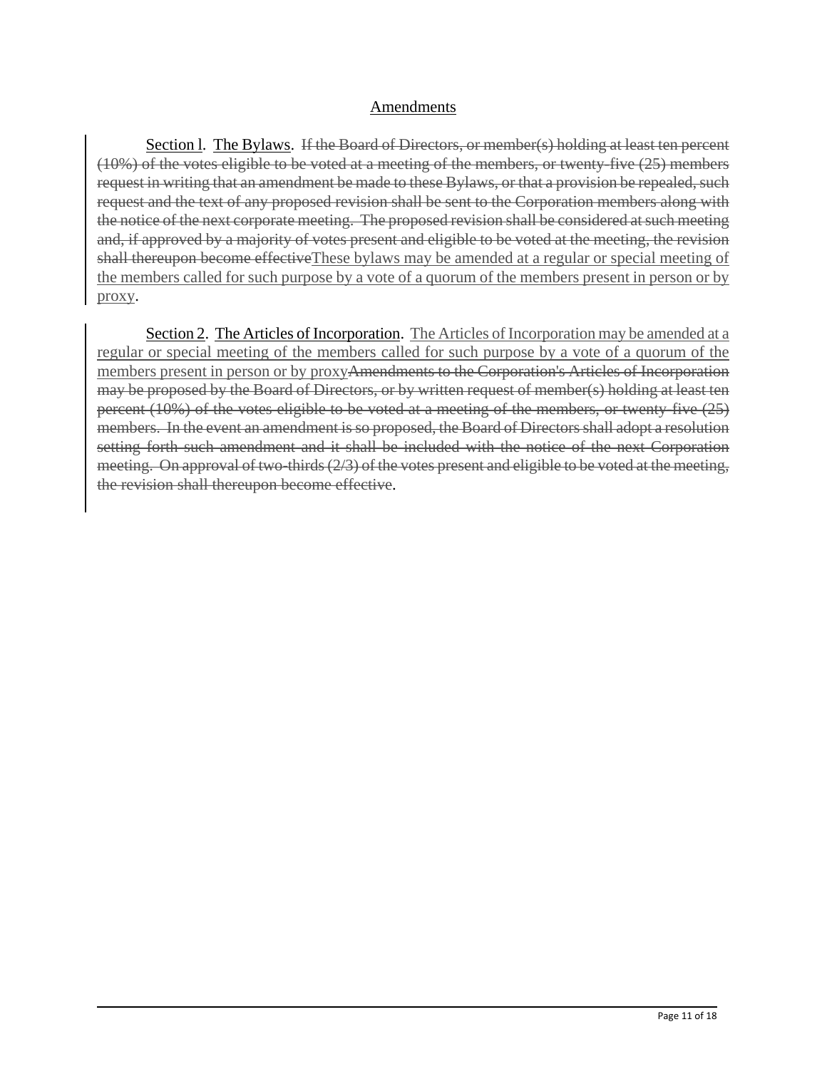## Amendments

Section l. The Bylaws. ~~If the Board of Directors, or member(s) holding at least ten percent (10%) of the votes eligible to be voted at a meeting of the members, or twenty-five (25) members request in writing that an amendment be made to these Bylaws, or that a provision be repealed, such request and the text of any proposed revision shall be sent to the Corporation members along with the notice of the next corporate meeting. The proposed revision shall be considered at such meeting and, if approved by a majority of votes present and eligible to be voted at the meeting, the revision shall thereupon become effective~~These bylaws may be amended at a regular or special meeting of the members called for such purpose by a vote of a quorum of the members present in person or by proxy.

Section 2. The Articles of Incorporation. The Articles of Incorporation may be amended at a regular or special meeting of the members called for such purpose by a vote of a quorum of the members present in person or by proxy~~Amendments to the Corporation's Articles of Incorporation may be proposed by the Board of Directors, or by written request of member(s) holding at least ten percent (10%) of the votes eligible to be voted at a meeting of the members, or twenty-five (25) members. In the event an amendment is so proposed, the Board of Directors shall adopt a resolution setting forth such amendment and it shall be included with the notice of the next Corporation meeting. On approval of two-thirds (2/3) of the votes present and eligible to be voted at the meeting, the revision shall thereupon become effective~~.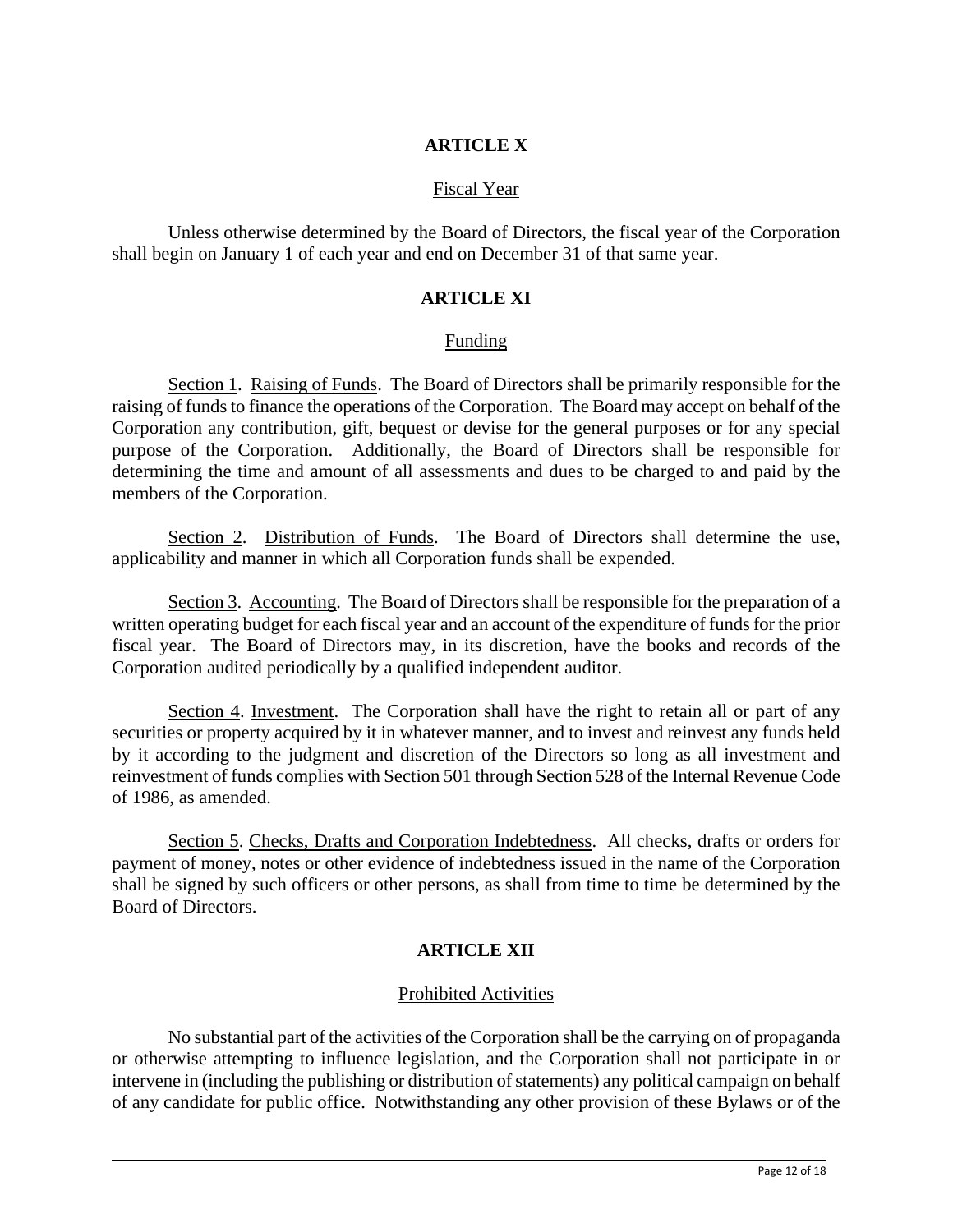## ARTICLE X

Fiscal Year

Unless otherwise determined by the Board of Directors, the fiscal year of the Corporation shall begin on January 1 of each year and end on December 31 of that same year.

## ARTICLE XI

Funding

Section 1. Raising of Funds. The Board of Directors shall be primarily responsible for the raising of funds to finance the operations of the Corporation. The Board may accept on behalf of the Corporation any contribution, gift, bequest or devise for the general purposes or for any special purpose of the Corporation. Additionally, the Board of Directors shall be responsible for determining the time and amount of all assessments and dues to be charged to and paid by the members of the Corporation.

Section 2. Distribution of Funds. The Board of Directors shall determine the use, applicability and manner in which all Corporation funds shall be expended.

Section 3. Accounting. The Board of Directors shall be responsible for the preparation of a written operating budget for each fiscal year and an account of the expenditure of funds for the prior fiscal year. The Board of Directors may, in its discretion, have the books and records of the Corporation audited periodically by a qualified independent auditor.

Section 4. Investment. The Corporation shall have the right to retain all or part of any securities or property acquired by it in whatever manner, and to invest and reinvest any funds held by it according to the judgment and discretion of the Directors so long as all investment and reinvestment of funds complies with Section 501 through Section 528 of the Internal Revenue Code of 1986, as amended.

Section 5. Checks, Drafts and Corporation Indebtedness. All checks, drafts or orders for payment of money, notes or other evidence of indebtedness issued in the name of the Corporation shall be signed by such officers or other persons, as shall from time to time be determined by the Board of Directors.

## ARTICLE XII

Prohibited Activities

No substantial part of the activities of the Corporation shall be the carrying on of propaganda or otherwise attempting to influence legislation, and the Corporation shall not participate in or intervene in (including the publishing or distribution of statements) any political campaign on behalf of any candidate for public office. Notwithstanding any other provision of these Bylaws or of the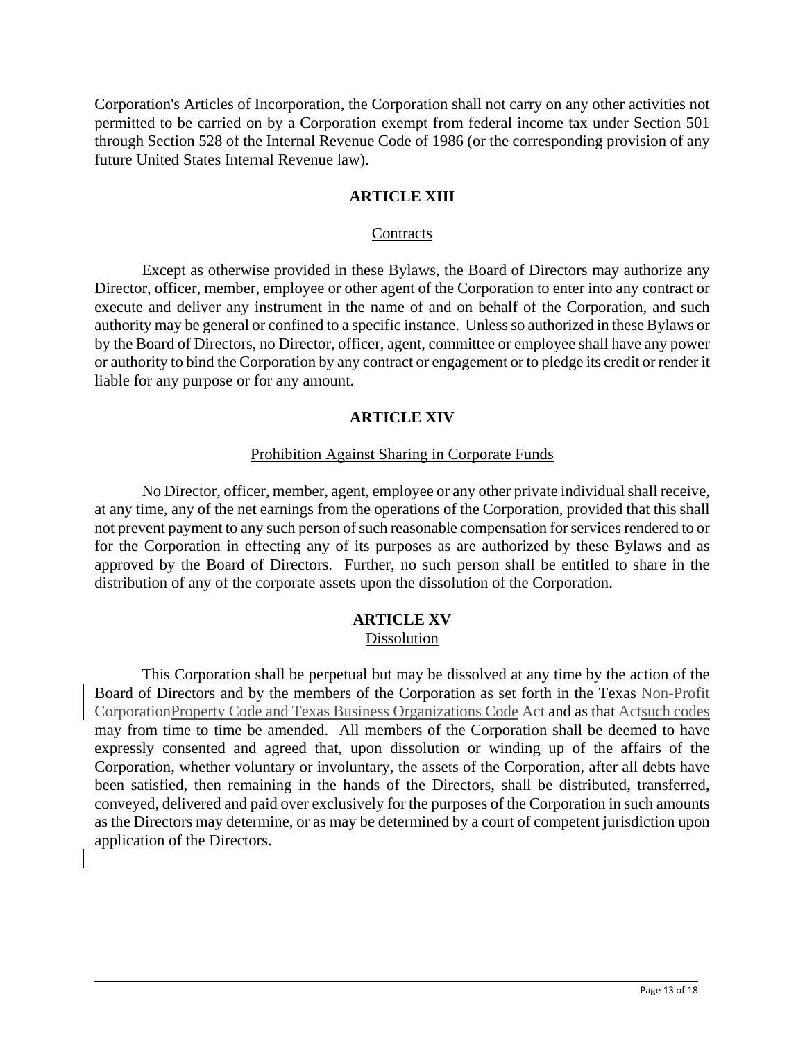Corporation's Articles of Incorporation, the Corporation shall not carry on any other activities not permitted to be carried on by a Corporation exempt from federal income tax under Section 501 through Section 528 of the Internal Revenue Code of 1986 (or the corresponding provision of any future United States Internal Revenue law).

## ARTICLE XIII

### Contracts

Except as otherwise provided in these Bylaws, the Board of Directors may authorize any Director, officer, member, employee or other agent of the Corporation to enter into any contract or execute and deliver any instrument in the name of and on behalf of the Corporation, and such authority may be general or confined to a specific instance. Unless so authorized in these Bylaws or by the Board of Directors, no Director, officer, agent, committee or employee shall have any power or authority to bind the Corporation by any contract or engagement or to pledge its credit or render it liable for any purpose or for any amount.

## ARTICLE XIV

### Prohibition Against Sharing in Corporate Funds

No Director, officer, member, agent, employee or any other private individual shall receive, at any time, any of the net earnings from the operations of the Corporation, provided that this shall not prevent payment to any such person of such reasonable compensation for services rendered to or for the Corporation in effecting any of its purposes as are authorized by these Bylaws and as approved by the Board of Directors. Further, no such person shall be entitled to share in the distribution of any of the corporate assets upon the dissolution of the Corporation.

## ARTICLE XV

### Dissolution

This Corporation shall be perpetual but may be dissolved at any time by the action of the Board of Directors and by the members of the Corporation as set forth in the Texas ~~Non-Profit Corporation~~Property Code and Texas Business Organizations Code ~~Act~~ and as that ~~Act~~such codes may from time to time be amended. All members of the Corporation shall be deemed to have expressly consented and agreed that, upon dissolution or winding up of the affairs of the Corporation, whether voluntary or involuntary, the assets of the Corporation, after all debts have been satisfied, then remaining in the hands of the Directors, shall be distributed, transferred, conveyed, delivered and paid over exclusively for the purposes of the Corporation in such amounts as the Directors may determine, or as may be determined by a court of competent jurisdiction upon application of the Directors.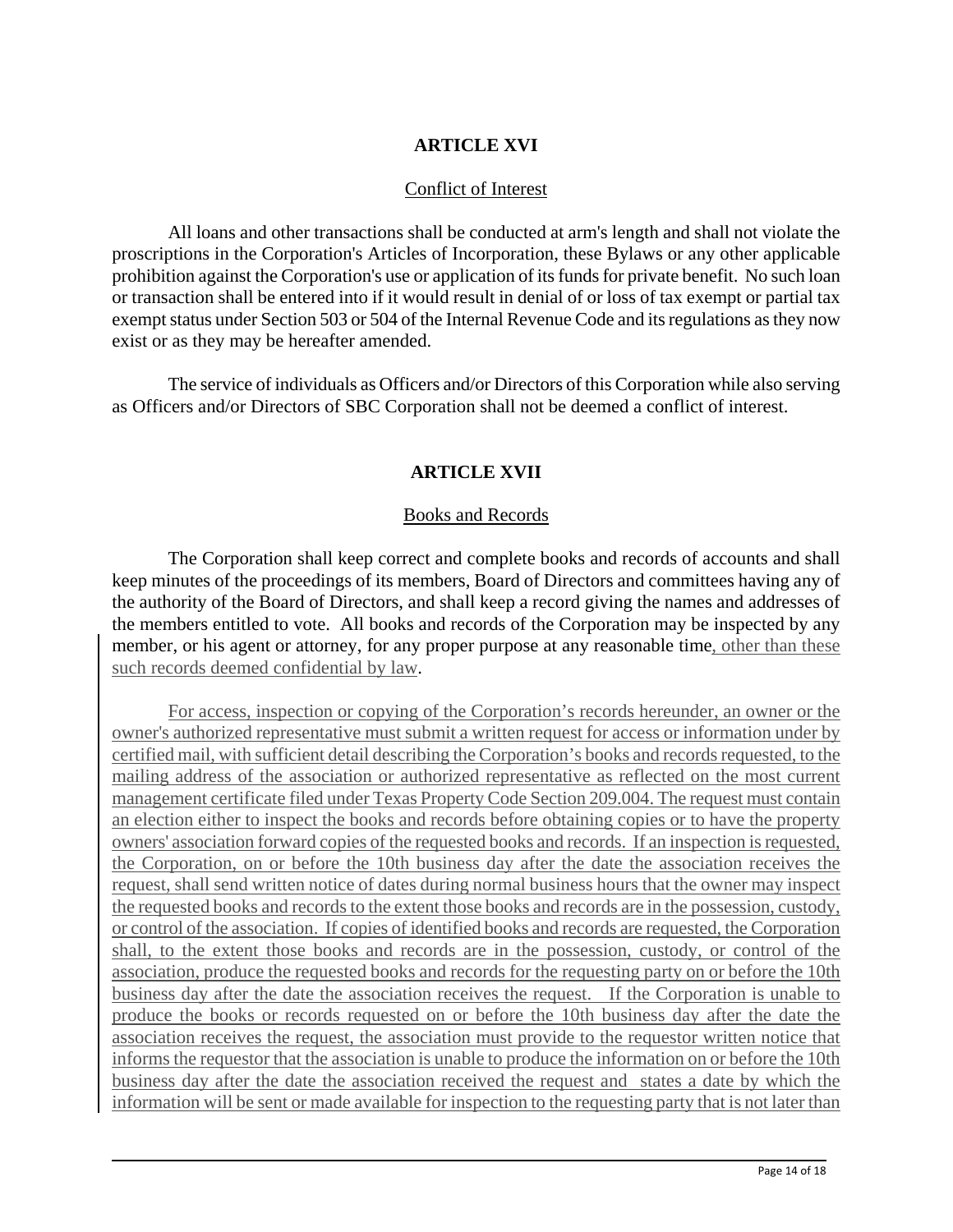## ARTICLE XVI

Conflict of Interest

All loans and other transactions shall be conducted at arm's length and shall not violate the proscriptions in the Corporation's Articles of Incorporation, these Bylaws or any other applicable prohibition against the Corporation's use or application of its funds for private benefit. No such loan or transaction shall be entered into if it would result in denial of or loss of tax exempt or partial tax exempt status under Section 503 or 504 of the Internal Revenue Code and its regulations as they now exist or as they may be hereafter amended.

The service of individuals as Officers and/or Directors of this Corporation while also serving as Officers and/or Directors of SBC Corporation shall not be deemed a conflict of interest.

## ARTICLE XVII

Books and Records

The Corporation shall keep correct and complete books and records of accounts and shall keep minutes of the proceedings of its members, Board of Directors and committees having any of the authority of the Board of Directors, and shall keep a record giving the names and addresses of the members entitled to vote. All books and records of the Corporation may be inspected by any member, or his agent or attorney, for any proper purpose at any reasonable time, other than these such records deemed confidential by law.

For access, inspection or copying of the Corporation's records hereunder, an owner or the owner's authorized representative must submit a written request for access or information under by certified mail, with sufficient detail describing the Corporation's books and records requested, to the mailing address of the association or authorized representative as reflected on the most current management certificate filed under Texas Property Code Section 209.004. The request must contain an election either to inspect the books and records before obtaining copies or to have the property owners' association forward copies of the requested books and records. If an inspection is requested, the Corporation, on or before the 10th business day after the date the association receives the request, shall send written notice of dates during normal business hours that the owner may inspect the requested books and records to the extent those books and records are in the possession, custody, or control of the association. If copies of identified books and records are requested, the Corporation shall, to the extent those books and records are in the possession, custody, or control of the association, produce the requested books and records for the requesting party on or before the 10th business day after the date the association receives the request. If the Corporation is unable to produce the books or records requested on or before the 10th business day after the date the association receives the request, the association must provide to the requestor written notice that informs the requestor that the association is unable to produce the information on or before the 10th business day after the date the association received the request and states a date by which the information will be sent or made available for inspection to the requesting party that is not later than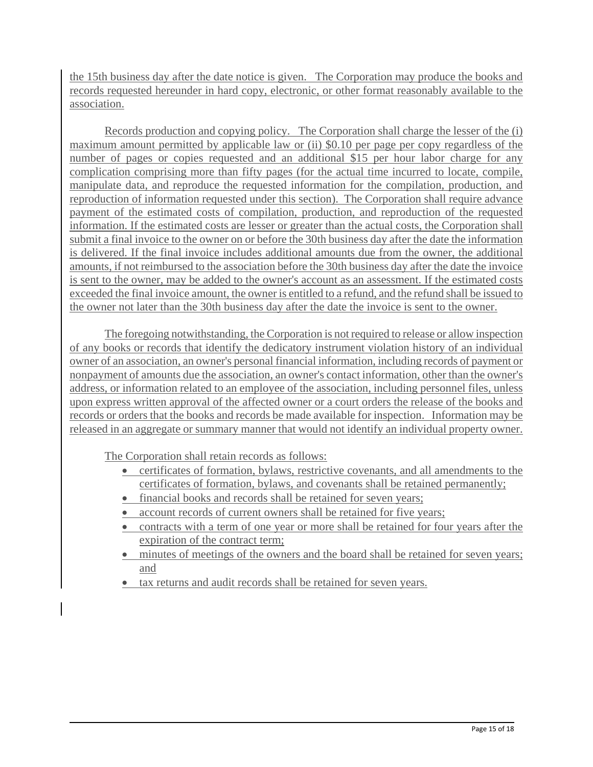the 15th business day after the date notice is given. The Corporation may produce the books and records requested hereunder in hard copy, electronic, or other format reasonably available to the association.

Records production and copying policy. The Corporation shall charge the lesser of the (i) maximum amount permitted by applicable law or (ii) $0.10 per page per copy regardless of the number of pages or copies requested and an additional $15 per hour labor charge for any complication comprising more than fifty pages (for the actual time incurred to locate, compile, manipulate data, and reproduce the requested information for the compilation, production, and reproduction of information requested under this section). The Corporation shall require advance payment of the estimated costs of compilation, production, and reproduction of the requested information. If the estimated costs are lesser or greater than the actual costs, the Corporation shall submit a final invoice to the owner on or before the 30th business day after the date the information is delivered. If the final invoice includes additional amounts due from the owner, the additional amounts, if not reimbursed to the association before the 30th business day after the date the invoice is sent to the owner, may be added to the owner's account as an assessment. If the estimated costs exceeded the final invoice amount, the owner is entitled to a refund, and the refund shall be issued to the owner not later than the 30th business day after the date the invoice is sent to the owner.

The foregoing notwithstanding, the Corporation is not required to release or allow inspection of any books or records that identify the dedicatory instrument violation history of an individual owner of an association, an owner's personal financial information, including records of payment or nonpayment of amounts due the association, an owner's contact information, other than the owner's address, or information related to an employee of the association, including personnel files, unless upon express written approval of the affected owner or a court orders the release of the books and records or orders that the books and records be made available for inspection. Information may be released in an aggregate or summary manner that would not identify an individual property owner.

The Corporation shall retain records as follows:

- certificates of formation, bylaws, restrictive covenants, and all amendments to the certificates of formation, bylaws, and covenants shall be retained permanently;
- financial books and records shall be retained for seven years;
- account records of current owners shall be retained for five years;
- contracts with a term of one year or more shall be retained for four years after the expiration of the contract term;
- minutes of meetings of the owners and the board shall be retained for seven years; and
- tax returns and audit records shall be retained for seven years.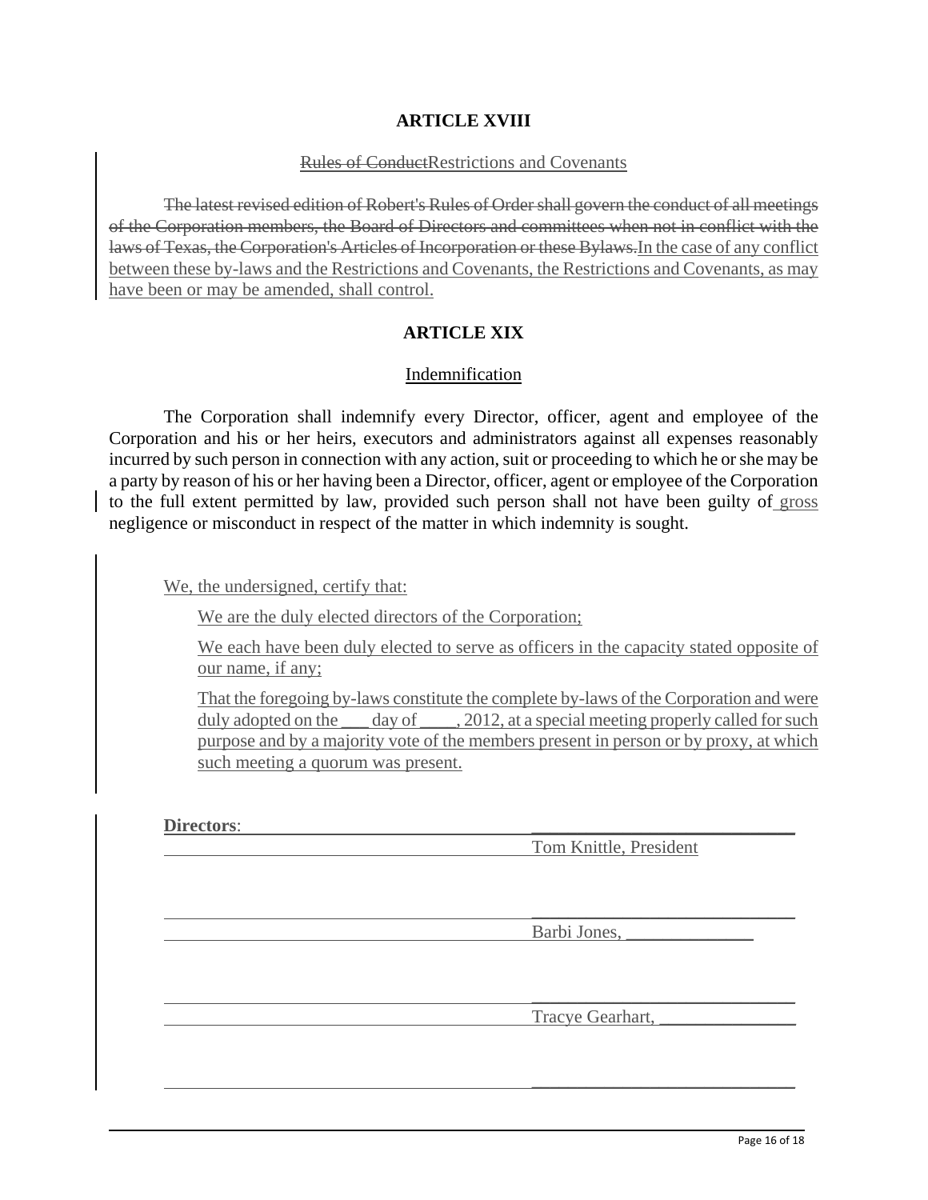## ARTICLE XVIII

~~Rules of Conduct~~Restrictions and Covenants

~~The latest revised edition of Robert's Rules of Order shall govern the conduct of all meetings of the Corporation members, the Board of Directors and committees when not in conflict with the laws of Texas, the Corporation's Articles of Incorporation or these Bylaws.~~In the case of any conflict between these by-laws and the Restrictions and Covenants, the Restrictions and Covenants, as may have been or may be amended, shall control.

## ARTICLE XIX

Indemnification

The Corporation shall indemnify every Director, officer, agent and employee of the Corporation and his or her heirs, executors and administrators against all expenses reasonably incurred by such person in connection with any action, suit or proceeding to which he or she may be a party by reason of his or her having been a Director, officer, agent or employee of the Corporation to the full extent permitted by law, provided such person shall not have been guilty of gross negligence or misconduct in respect of the matter in which indemnity is sought.

We, the undersigned, certify that:

We are the duly elected directors of the Corporation;

We each have been duly elected to serve as officers in the capacity stated opposite of our name, if any;

That the foregoing by-laws constitute the complete by-laws of the Corporation and were duly adopted on the ___ day of ____, 2012, at a special meeting properly called for such purpose and by a majority vote of the members present in person or by proxy, at which such meeting a quorum was present.

**Directors**:

_____________________________
Tom Knittle, President

_____________________________
Barbi Jones, ______________

_____________________________
Tracye Gearhart, _______________

_____________________________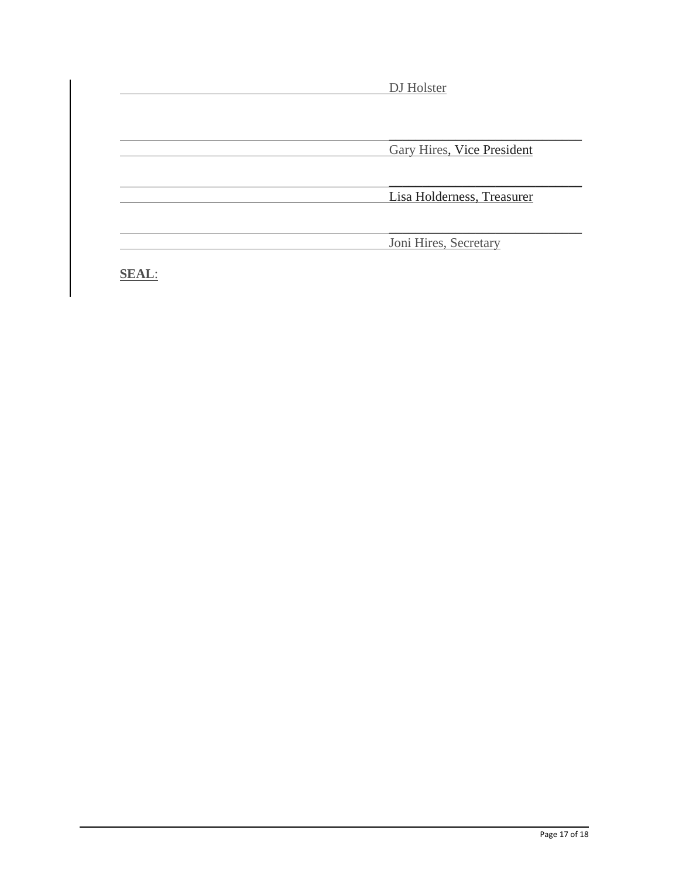_______________________________ DJ Holster

_______________________________

_______________________________ Gary Hires, Vice President

_______________________________

_______________________________ Lisa Holderness, Treasurer

_______________________________

_______________________________ Joni Hires, Secretary

**SEAL**: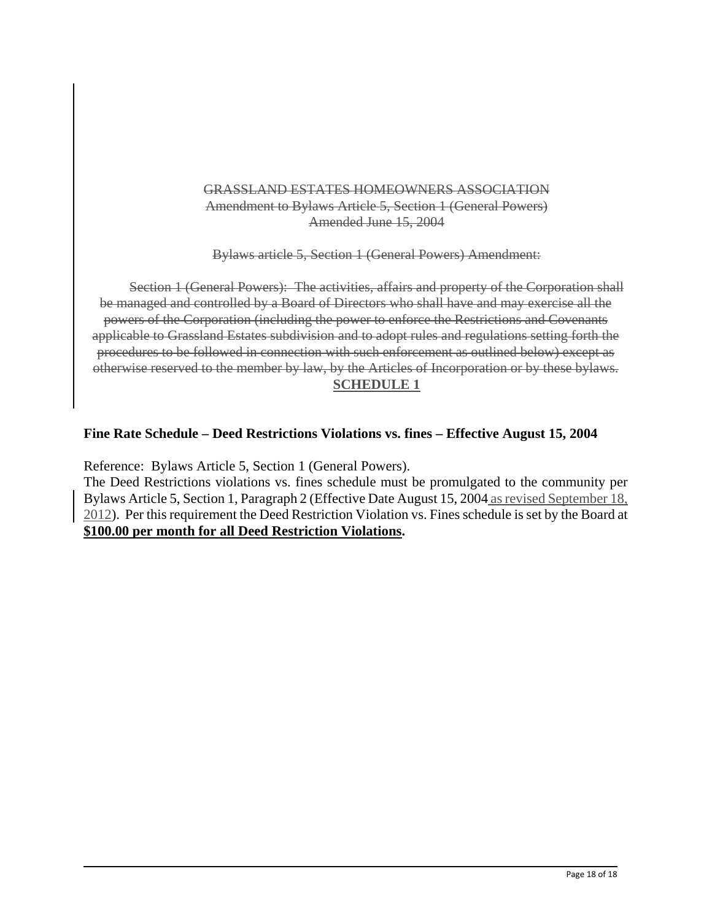~~GRASSLAND ESTATES HOMEOWNERS ASSOCIATION~~
~~Amendment to Bylaws Article 5, Section 1 (General Powers)~~
~~Amended June 15, 2004~~

~~Bylaws article 5, Section 1 (General Powers) Amendment:~~

~~Section 1 (General Powers): The activities, affairs and property of the Corporation shall be managed and controlled by a Board of Directors who shall have and may exercise all the powers of the Corporation (including the power to enforce the Restrictions and Covenants applicable to Grassland Estates subdivision and to adopt rules and regulations setting forth the procedures to be followed in connection with such enforcement as outlined below) except as otherwise reserved to the member by law, by the Articles of Incorporation or by these bylaws.~~

**SCHEDULE 1**

**Fine Rate Schedule – Deed Restrictions Violations vs. fines – Effective August 15, 2004**

Reference: Bylaws Article 5, Section 1 (General Powers).
The Deed Restrictions violations vs. fines schedule must be promulgated to the community per Bylaws Article 5, Section 1, Paragraph 2 (Effective Date August 15, 2004 as revised September 18, 2012). Per this requirement the Deed Restriction Violation vs. Fines schedule is set by the Board at **$100.00 per month for all Deed Restriction Violations.**